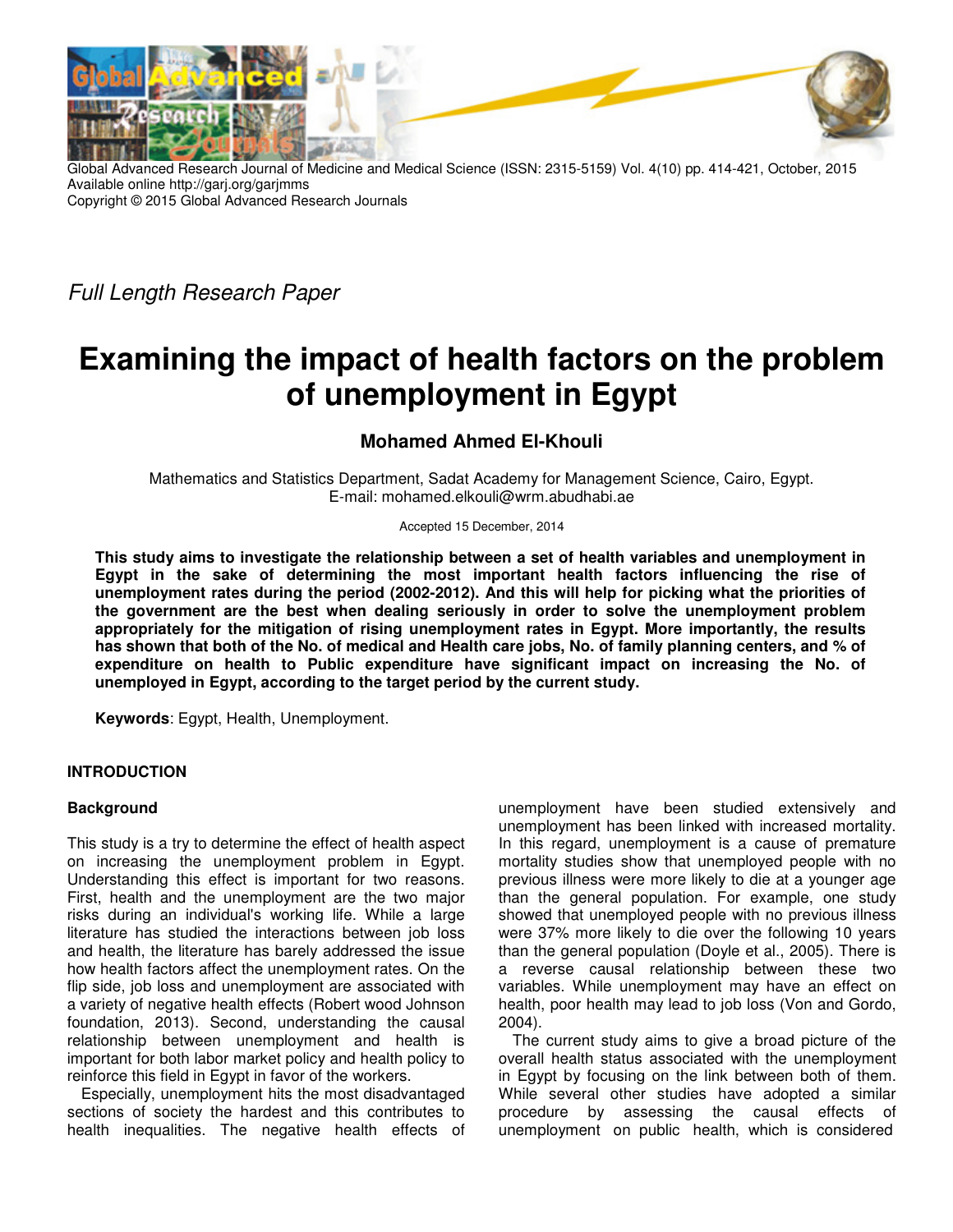Global Advanced Research Journal of Medicine and Medical Science (ISSN: 2315-5159) Vol. 4(10) pp. 414-421, October, 2015
Available online http://garj.org/garjmms
Copyright © 2015 Global Advanced Research Journals

*Full Length Research Paper*

# Examining the impact of health factors on the problem of unemployment in Egypt

**Mohamed Ahmed El-Khouli**

Mathematics and Statistics Department, Sadat Academy for Management Science, Cairo, Egypt.
E-mail: mohamed.elkouli@wrm.abudhabi.ae

Accepted 15 December, 2014

**This study aims to investigate the relationship between a set of health variables and unemployment in Egypt in the sake of determining the most important health factors influencing the rise of unemployment rates during the period (2002-2012). And this will help for picking what the priorities of the government are the best when dealing seriously in order to solve the unemployment problem appropriately for the mitigation of rising unemployment rates in Egypt. More importantly, the results has shown that both of the No. of medical and Health care jobs, No. of family planning centers, and % of expenditure on health to Public expenditure have significant impact on increasing the No. of unemployed in Egypt, according to the target period by the current study.**

**Keywords**: Egypt, Health, Unemployment.

## INTRODUCTION

### Background

This study is a try to determine the effect of health aspect on increasing the unemployment problem in Egypt. Understanding this effect is important for two reasons. First, health and the unemployment are the two major risks during an individual's working life. While a large literature has studied the interactions between job loss and health, the literature has barely addressed the issue how health factors affect the unemployment rates. On the flip side, job loss and unemployment are associated with a variety of negative health effects (Robert wood Johnson foundation, 2013). Second, understanding the causal relationship between unemployment and health is important for both labor market policy and health policy to reinforce this field in Egypt in favor of the workers.

Especially, unemployment hits the most disadvantaged sections of society the hardest and this contributes to health inequalities. The negative health effects of unemployment have been studied extensively and unemployment has been linked with increased mortality. In this regard, unemployment is a cause of premature mortality studies show that unemployed people with no previous illness were more likely to die at a younger age than the general population. For example, one study showed that unemployed people with no previous illness were 37% more likely to die over the following 10 years than the general population (Doyle et al., 2005). There is a reverse causal relationship between these two variables. While unemployment may have an effect on health, poor health may lead to job loss (Von and Gordo, 2004).

The current study aims to give a broad picture of the overall health status associated with the unemployment in Egypt by focusing on the link between both of them. While several other studies have adopted a similar procedure by assessing the causal effects of unemployment on public health, which is considered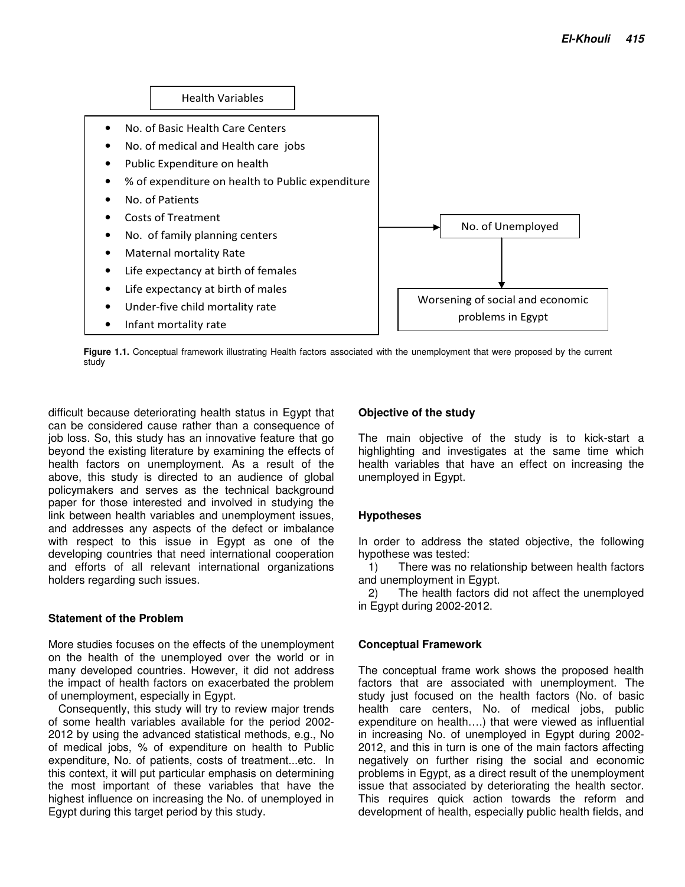Health Variables

- No. of Basic Health Care Centers
- No. of medical and Health care jobs
- Public Expenditure on health
- % of expenditure on health to Public expenditure
- No. of Patients
- Costs of Treatment
- No. of family planning centers
- Maternal mortality Rate
- Life expectancy at birth of females
- Life expectancy at birth of males
- Under-five child mortality rate
- Infant mortality rate

→ No. of Unemployed → Worsening of social and economic problems in Egypt

**Figure 1.1.** Conceptual framework illustrating Health factors associated with the unemployment that were proposed by the current study

difficult because deteriorating health status in Egypt that can be considered cause rather than a consequence of job loss. So, this study has an innovative feature that go beyond the existing literature by examining the effects of health factors on unemployment. As a result of the above, this study is directed to an audience of global policymakers and serves as the technical background paper for those interested and involved in studying the link between health variables and unemployment issues, and addresses any aspects of the defect or imbalance with respect to this issue in Egypt as one of the developing countries that need international cooperation and efforts of all relevant international organizations holders regarding such issues.

## Statement of the Problem

More studies focuses on the effects of the unemployment on the health of the unemployed over the world or in many developed countries. However, it did not address the impact of health factors on exacerbated the problem of unemployment, especially in Egypt.

Consequently, this study will try to review major trends of some health variables available for the period 2002-2012 by using the advanced statistical methods, e.g., No of medical jobs, % of expenditure on health to Public expenditure, No. of patients, costs of treatment...etc. In this context, it will put particular emphasis on determining the most important of these variables that have the highest influence on increasing the No. of unemployed in Egypt during this target period by this study.

## Objective of the study

The main objective of the study is to kick-start a highlighting and investigates at the same time which health variables that have an effect on increasing the unemployed in Egypt.

## Hypotheses

In order to address the stated objective, the following hypothese was tested:

1) There was no relationship between health factors and unemployment in Egypt.
2) The health factors did not affect the unemployed in Egypt during 2002-2012.

## Conceptual Framework

The conceptual frame work shows the proposed health factors that are associated with unemployment. The study just focused on the health factors (No. of basic health care centers, No. of medical jobs, public expenditure on health….) that were viewed as influential in increasing No. of unemployed in Egypt during 2002-2012, and this in turn is one of the main factors affecting negatively on further rising the social and economic problems in Egypt, as a direct result of the unemployment issue that associated by deteriorating the health sector. This requires quick action towards the reform and development of health, especially public health fields, and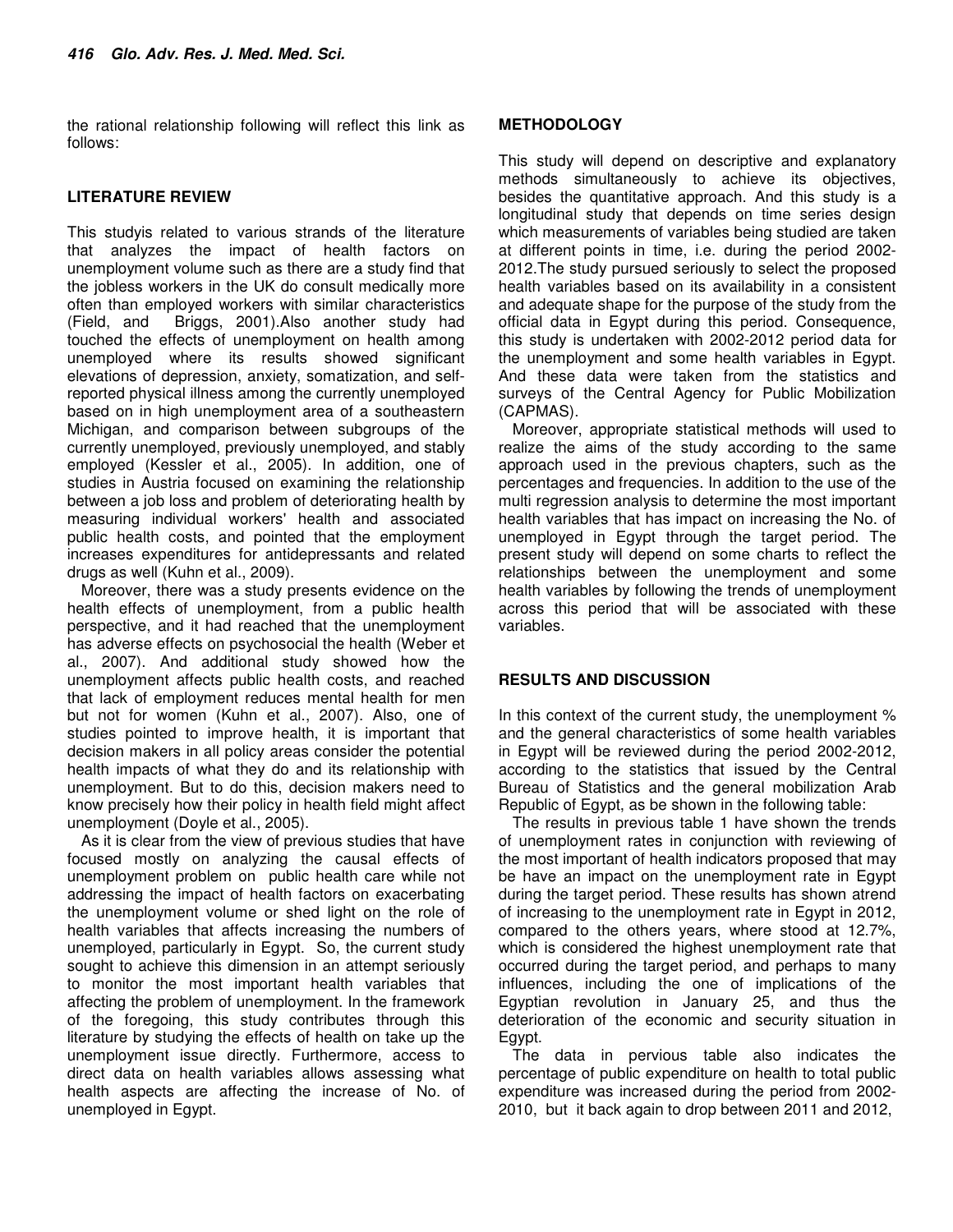the rational relationship following will reflect this link as follows:

## LITERATURE REVIEW

This studyis related to various strands of the literature that analyzes the impact of health factors on unemployment volume such as there are a study find that the jobless workers in the UK do consult medically more often than employed workers with similar characteristics (Field, and Briggs, 2001).Also another study had touched the effects of unemployment on health among unemployed where its results showed significant elevations of depression, anxiety, somatization, and self-reported physical illness among the currently unemployed based on in high unemployment area of a southeastern Michigan, and comparison between subgroups of the currently unemployed, previously unemployed, and stably employed (Kessler et al., 2005). In addition, one of studies in Austria focused on examining the relationship between a job loss and problem of deteriorating health by measuring individual workers' health and associated public health costs, and pointed that the employment increases expenditures for antidepressants and related drugs as well (Kuhn et al., 2009).

Moreover, there was a study presents evidence on the health effects of unemployment, from a public health perspective, and it had reached that the unemployment has adverse effects on psychosocial the health (Weber et al., 2007). And additional study showed how the unemployment affects public health costs, and reached that lack of employment reduces mental health for men but not for women (Kuhn et al., 2007). Also, one of studies pointed to improve health, it is important that decision makers in all policy areas consider the potential health impacts of what they do and its relationship with unemployment. But to do this, decision makers need to know precisely how their policy in health field might affect unemployment (Doyle et al., 2005).

As it is clear from the view of previous studies that have focused mostly on analyzing the causal effects of unemployment problem on public health care while not addressing the impact of health factors on exacerbating the unemployment volume or shed light on the role of health variables that affects increasing the numbers of unemployed, particularly in Egypt. So, the current study sought to achieve this dimension in an attempt seriously to monitor the most important health variables that affecting the problem of unemployment. In the framework of the foregoing, this study contributes through this literature by studying the effects of health on take up the unemployment issue directly. Furthermore, access to direct data on health variables allows assessing what health aspects are affecting the increase of No. of unemployed in Egypt.

## METHODOLOGY

This study will depend on descriptive and explanatory methods simultaneously to achieve its objectives, besides the quantitative approach. And this study is a longitudinal study that depends on time series design which measurements of variables being studied are taken at different points in time, i.e. during the period 2002-2012.The study pursued seriously to select the proposed health variables based on its availability in a consistent and adequate shape for the purpose of the study from the official data in Egypt during this period. Consequence, this study is undertaken with 2002-2012 period data for the unemployment and some health variables in Egypt. And these data were taken from the statistics and surveys of the Central Agency for Public Mobilization (CAPMAS).

Moreover, appropriate statistical methods will used to realize the aims of the study according to the same approach used in the previous chapters, such as the percentages and frequencies. In addition to the use of the multi regression analysis to determine the most important health variables that has impact on increasing the No. of unemployed in Egypt through the target period. The present study will depend on some charts to reflect the relationships between the unemployment and some health variables by following the trends of unemployment across this period that will be associated with these variables.

## RESULTS AND DISCUSSION

In this context of the current study, the unemployment % and the general characteristics of some health variables in Egypt will be reviewed during the period 2002-2012, according to the statistics that issued by the Central Bureau of Statistics and the general mobilization Arab Republic of Egypt, as be shown in the following table:

The results in previous table 1 have shown the trends of unemployment rates in conjunction with reviewing of the most important of health indicators proposed that may be have an impact on the unemployment rate in Egypt during the target period. These results has shown atrend of increasing to the unemployment rate in Egypt in 2012, compared to the others years, where stood at 12.7%, which is considered the highest unemployment rate that occurred during the target period, and perhaps to many influences, including the one of implications of the Egyptian revolution in January 25, and thus the deterioration of the economic and security situation in Egypt.

The data in pervious table also indicates the percentage of public expenditure on health to total public expenditure was increased during the period from 2002-2010, but it back again to drop between 2011 and 2012,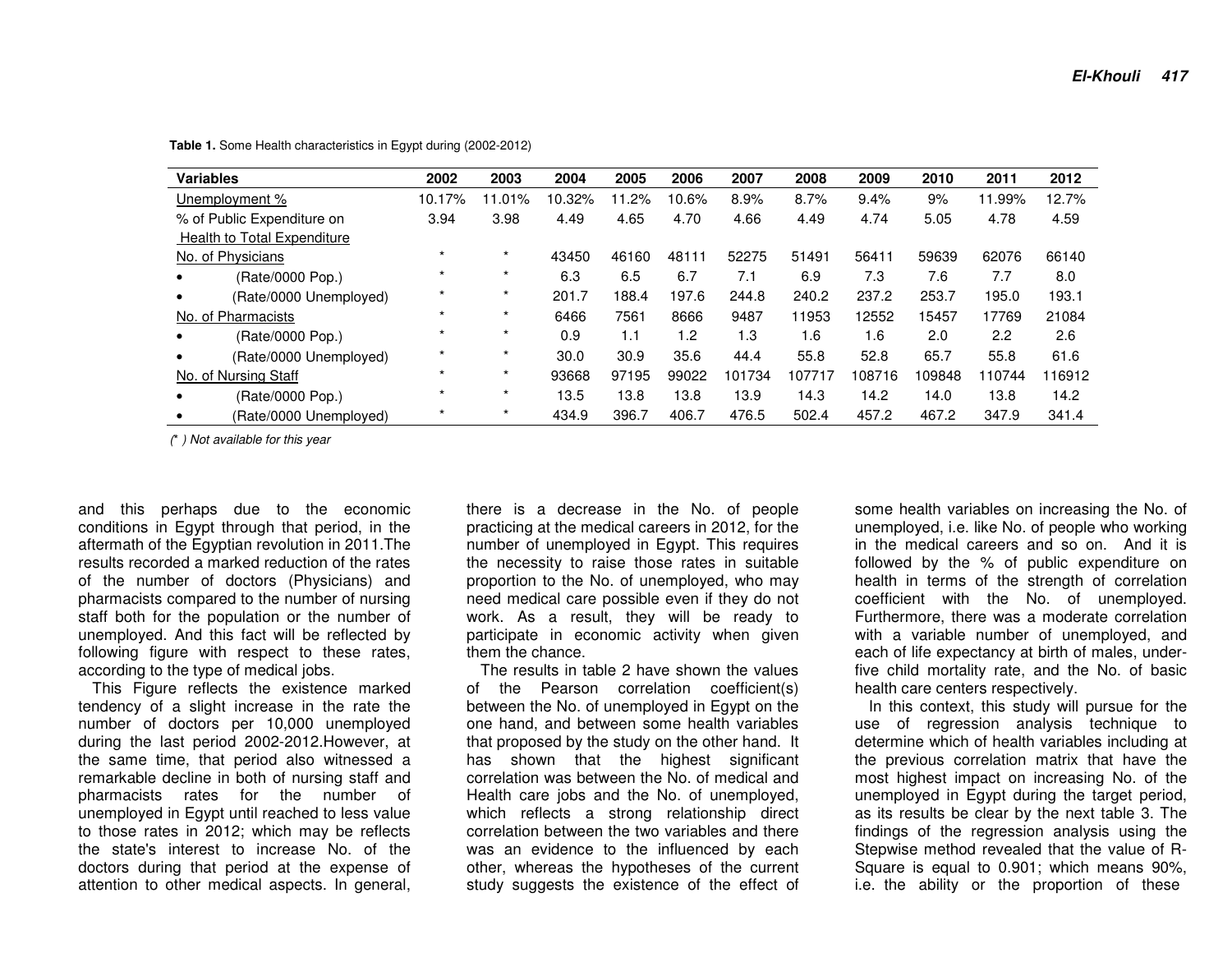**Table 1.** Some Health characteristics in Egypt during (2002-2012)

| Variables | 2002 | 2003 | 2004 | 2005 | 2006 | 2007 | 2008 | 2009 | 2010 | 2011 | 2012 |
|---|---|---|---|---|---|---|---|---|---|---|---|
| Unemployment % | 10.17% | 11.01% | 10.32% | 11.2% | 10.6% | 8.9% | 8.7% | 9.4% | 9% | 11.99% | 12.7% |
| % of Public Expenditure on Health to Total Expenditure | 3.94 | 3.98 | 4.49 | 4.65 | 4.70 | 4.66 | 4.49 | 4.74 | 5.05 | 4.78 | 4.59 |
| No. of Physicians | * | * | 43450 | 46160 | 48111 | 52275 | 51491 | 56411 | 59639 | 62076 | 66140 |
| • (Rate/0000 Pop.) | * | * | 6.3 | 6.5 | 6.7 | 7.1 | 6.9 | 7.3 | 7.6 | 7.7 | 8.0 |
| • (Rate/0000 Unemployed) | * | * | 201.7 | 188.4 | 197.6 | 244.8 | 240.2 | 237.2 | 253.7 | 195.0 | 193.1 |
| No. of Pharmacists | * | * | 6466 | 7561 | 8666 | 9487 | 11953 | 12552 | 15457 | 17769 | 21084 |
| • (Rate/0000 Pop.) | * | * | 0.9 | 1.1 | 1.2 | 1.3 | 1.6 | 1.6 | 2.0 | 2.2 | 2.6 |
| • (Rate/0000 Unemployed) | * | * | 30.0 | 30.9 | 35.6 | 44.4 | 55.8 | 52.8 | 65.7 | 55.8 | 61.6 |
| No. of Nursing Staff | * | * | 93668 | 97195 | 99022 | 101734 | 107717 | 108716 | 109848 | 110744 | 116912 |
| • (Rate/0000 Pop.) | * | * | 13.5 | 13.8 | 13.8 | 13.9 | 14.3 | 14.2 | 14.0 | 13.8 | 14.2 |
| • (Rate/0000 Unemployed) | * | * | 434.9 | 396.7 | 406.7 | 476.5 | 502.4 | 457.2 | 467.2 | 347.9 | 341.4 |

*(* ) Not available for this year*

and this perhaps due to the economic conditions in Egypt through that period, in the aftermath of the Egyptian revolution in 2011.The results recorded a marked reduction of the rates of the number of doctors (Physicians) and pharmacists compared to the number of nursing staff both for the population or the number of unemployed. And this fact will be reflected by following figure with respect to these rates, according to the type of medical jobs.

This Figure reflects the existence marked tendency of a slight increase in the rate the number of doctors per 10,000 unemployed during the last period 2002-2012.However, at the same time, that period also witnessed a remarkable decline in both of nursing staff and pharmacists rates for the number of unemployed in Egypt until reached to less value to those rates in 2012; which may be reflects the state's interest to increase No. of the doctors during that period at the expense of attention to other medical aspects. In general, there is a decrease in the No. of people practicing at the medical careers in 2012, for the number of unemployed in Egypt. This requires the necessity to raise those rates in suitable proportion to the No. of unemployed, who may need medical care possible even if they do not work. As a result, they will be ready to participate in economic activity when given them the chance.

The results in table 2 have shown the values of the Pearson correlation coefficient(s) between the No. of unemployed in Egypt on the one hand, and between some health variables that proposed by the study on the other hand. It has shown that the highest significant correlation was between the No. of medical and Health care jobs and the No. of unemployed, which reflects a strong relationship direct correlation between the two variables and there was an evidence to the influenced by each other, whereas the hypotheses of the current study suggests the existence of the effect of some health variables on increasing the No. of unemployed, i.e. like No. of people who working in the medical careers and so on. And it is followed by the % of public expenditure on health in terms of the strength of correlation coefficient with the No. of unemployed. Furthermore, there was a moderate correlation with a variable number of unemployed, and each of life expectancy at birth of males, under-five child mortality rate, and the No. of basic health care centers respectively.

In this context, this study will pursue for the use of regression analysis technique to determine which of health variables including at the previous correlation matrix that have the most highest impact on increasing No. of the unemployed in Egypt during the target period, as its results be clear by the next table 3. The findings of the regression analysis using the Stepwise method revealed that the value of R-Square is equal to 0.901; which means 90%, i.e. the ability or the proportion of these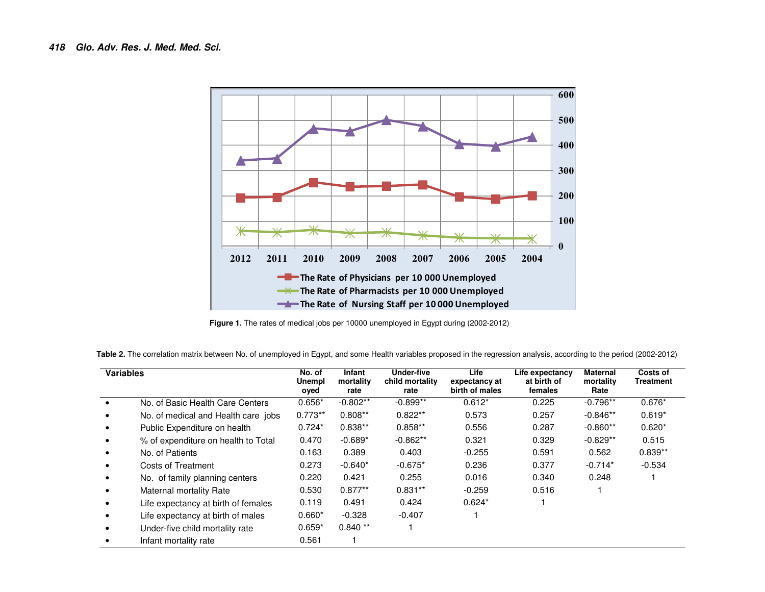**Figure 1.** The rates of medical jobs per 10000 unemployed in Egypt during (2002-2012)

**Table 2.** The correlation matrix between No. of unemployed in Egypt, and some Health variables proposed in the regression analysis, according to the period (2002-2012)

| Variables | No. of Unemployed | Infant mortality rate | Under-five child mortality rate | Life expectancy at birth of males | Life expectancy at birth of females | Maternal mortality Rate | Costs of Treatment |
|---|---|---|---|---|---|---|---|
| • No. of Basic Health Care Centers | 0.656* | -0.802** | -0.899** | 0.612* | 0.225 | -0.796** | 0.676* |
| • No. of medical and Health care jobs | 0.773** | 0.808** | 0.822** | 0.573 | 0.257 | -0.846** | 0.619* |
| • Public Expenditure on health | 0.724* | 0.838** | 0.858** | 0.556 | 0.287 | -0.860** | 0.620* |
| • % of expenditure on health to Total | 0.470 | -0.689* | -0.862** | 0.321 | 0.329 | -0.829** | 0.515 |
| • No. of Patients | 0.163 | 0.389 | 0.403 | -0.255 | 0.591 | 0.562 | 0.839** |
| • Costs of Treatment | 0.273 | -0.640* | -0.675* | 0.236 | 0.377 | -0.714* | -0.534 |
| • No. of family planning centers | 0.220 | 0.421 | 0.255 | 0.016 | 0.340 | 0.248 | 1 |
| • Maternal mortality Rate | 0.530 | 0.877** | 0.831** | -0.259 | 0.516 | 1 | |
| • Life expectancy at birth of females | 0.119 | 0.491 | 0.424 | 0.624* | 1 | | |
| • Life expectancy at birth of males | 0.660* | -0.328 | -0.407 | 1 | | | |
| • Under-five child mortality rate | 0.659* | 0.840 ** | 1 | | | | |
| • Infant mortality rate | 0.561 | 1 | | | | | |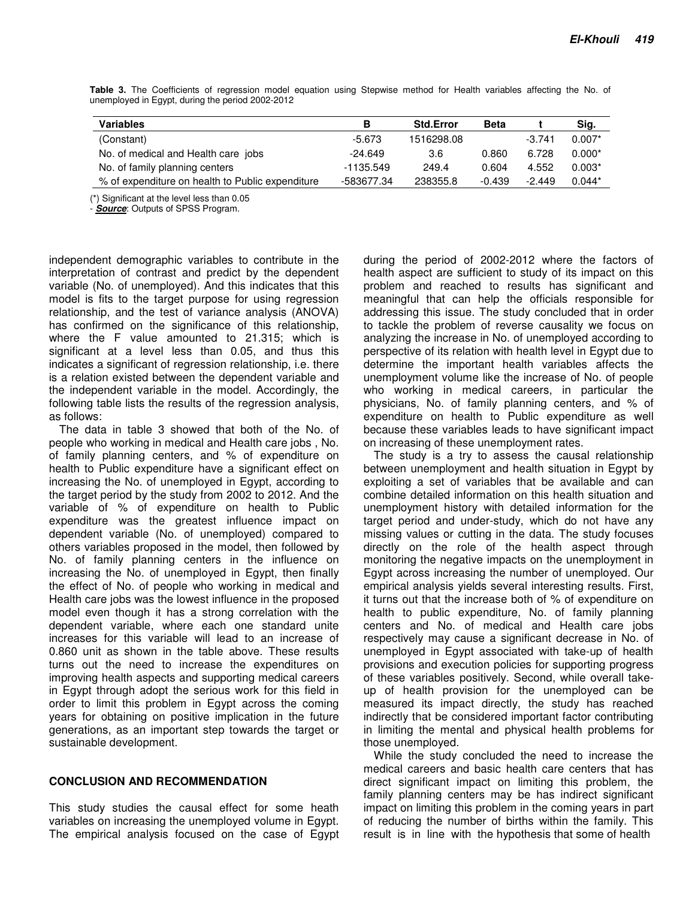**Table 3.** The Coefficients of regression model equation using Stepwise method for Health variables affecting the No. of unemployed in Egypt, during the period 2002-2012

| Variables | B | Std.Error | Beta | t | Sig. |
|---|---|---|---|---|---|
| (Constant) | -5.673 | 1516298.08 | | -3.741 | 0.007* |
| No. of medical and Health care jobs | -24.649 | 3.6 | 0.860 | 6.728 | 0.000* |
| No. of family planning centers | -1135.549 | 249.4 | 0.604 | 4.552 | 0.003* |
| % of expenditure on health to Public expenditure | -583677.34 | 238355.8 | -0.439 | -2.449 | 0.044* |

(*) Significant at the level less than 0.05

- ***Source***: Outputs of SPSS Program.

independent demographic variables to contribute in the interpretation of contrast and predict by the dependent variable (No. of unemployed). And this indicates that this model is fits to the target purpose for using regression relationship, and the test of variance analysis (ANOVA) has confirmed on the significance of this relationship, where the F value amounted to 21.315; which is significant at a level less than 0.05, and thus this indicates a significant of regression relationship, i.e. there is a relation existed between the dependent variable and the independent variable in the model. Accordingly, the following table lists the results of the regression analysis, as follows:

The data in table 3 showed that both of the No. of people who working in medical and Health care jobs , No. of family planning centers, and % of expenditure on health to Public expenditure have a significant effect on increasing the No. of unemployed in Egypt, according to the target period by the study from 2002 to 2012. And the variable of % of expenditure on health to Public expenditure was the greatest influence impact on dependent variable (No. of unemployed) compared to others variables proposed in the model, then followed by No. of family planning centers in the influence on increasing the No. of unemployed in Egypt, then finally the effect of No. of people who working in medical and Health care jobs was the lowest influence in the proposed model even though it has a strong correlation with the dependent variable, where each one standard unite increases for this variable will lead to an increase of 0.860 unit as shown in the table above. These results turns out the need to increase the expenditures on improving health aspects and supporting medical careers in Egypt through adopt the serious work for this field in order to limit this problem in Egypt across the coming years for obtaining on positive implication in the future generations, as an important step towards the target or sustainable development.

## CONCLUSION AND RECOMMENDATION

This study studies the causal effect for some heath variables on increasing the unemployed volume in Egypt. The empirical analysis focused on the case of Egypt during the period of 2002-2012 where the factors of health aspect are sufficient to study of its impact on this problem and reached to results has significant and meaningful that can help the officials responsible for addressing this issue. The study concluded that in order to tackle the problem of reverse causality we focus on analyzing the increase in No. of unemployed according to perspective of its relation with health level in Egypt due to determine the important health variables affects the unemployment volume like the increase of No. of people who working in medical careers, in particular the physicians, No. of family planning centers, and % of expenditure on health to Public expenditure as well because these variables leads to have significant impact on increasing of these unemployment rates.

The study is a try to assess the causal relationship between unemployment and health situation in Egypt by exploiting a set of variables that be available and can combine detailed information on this health situation and unemployment history with detailed information for the target period and under-study, which do not have any missing values or cutting in the data. The study focuses directly on the role of the health aspect through monitoring the negative impacts on the unemployment in Egypt across increasing the number of unemployed. Our empirical analysis yields several interesting results. First, it turns out that the increase both of % of expenditure on health to public expenditure, No. of family planning centers and No. of medical and Health care jobs respectively may cause a significant decrease in No. of unemployed in Egypt associated with take-up of health provisions and execution policies for supporting progress of these variables positively. Second, while overall take-up of health provision for the unemployed can be measured its impact directly, the study has reached indirectly that be considered important factor contributing in limiting the mental and physical health problems for those unemployed.

While the study concluded the need to increase the medical careers and basic health care centers that has direct significant impact on limiting this problem, the family planning centers may be has indirect significant impact on limiting this problem in the coming years in part of reducing the number of births within the family. This result is in line with the hypothesis that some of health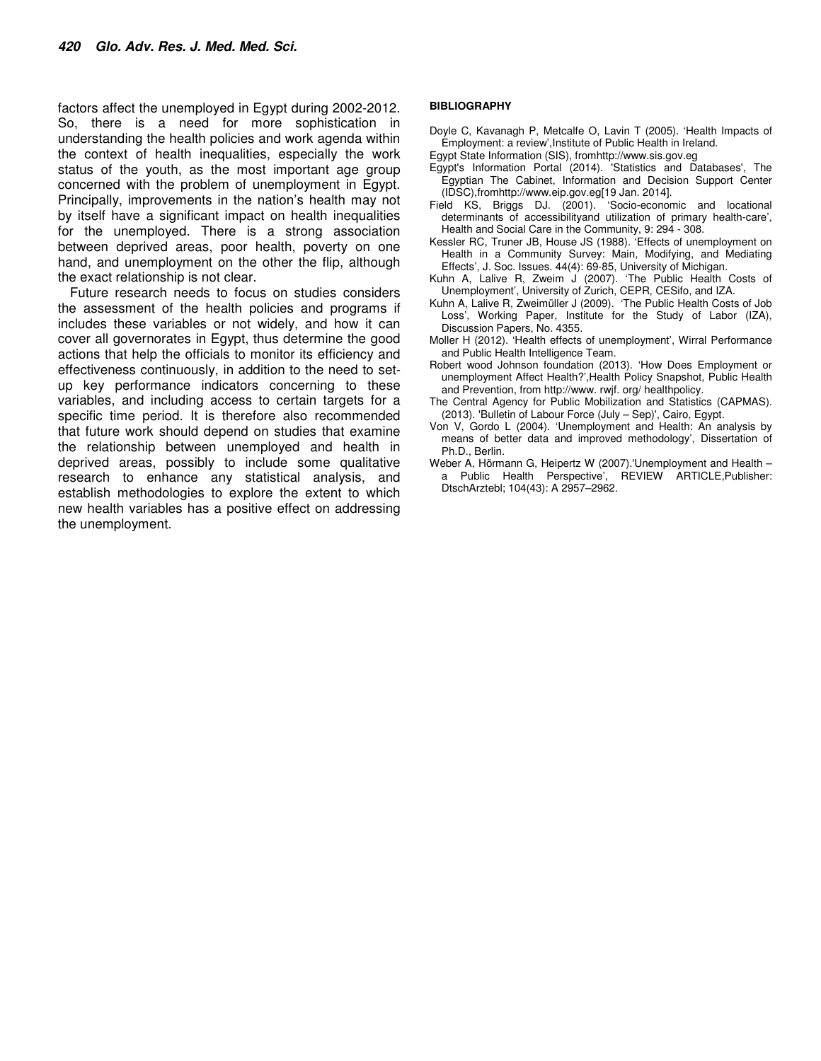factors affect the unemployed in Egypt during 2002-2012. So, there is a need for more sophistication in understanding the health policies and work agenda within the context of health inequalities, especially the work status of the youth, as the most important age group concerned with the problem of unemployment in Egypt. Principally, improvements in the nation's health may not by itself have a significant impact on health inequalities for the unemployed. There is a strong association between deprived areas, poor health, poverty on one hand, and unemployment on the other the flip, although the exact relationship is not clear.

Future research needs to focus on studies considers the assessment of the health policies and programs if includes these variables or not widely, and how it can cover all governorates in Egypt, thus determine the good actions that help the officials to monitor its efficiency and effectiveness continuously, in addition to the need to set-up key performance indicators concerning to these variables, and including access to certain targets for a specific time period. It is therefore also recommended that future work should depend on studies that examine the relationship between unemployed and health in deprived areas, possibly to include some qualitative research to enhance any statistical analysis, and establish methodologies to explore the extent to which new health variables has a positive effect on addressing the unemployment.

## BIBLIOGRAPHY

Doyle C, Kavanagh P, Metcalfe O, Lavin T (2005). 'Health Impacts of Employment: a review',Institute of Public Health in Ireland.

Egypt State Information (SIS), fromhttp://www.sis.gov.eg

Egypt's Information Portal (2014). 'Statistics and Databases', The Egyptian The Cabinet, Information and Decision Support Center (IDSC),fromhttp://www.eip.gov.eg[19 Jan. 2014].

Field KS, Briggs DJ. (2001). 'Socio-economic and locational determinants of accessibilityand utilization of primary health-care', Health and Social Care in the Community, 9: 294 - 308.

Kessler RC, Truner JB, House JS (1988). 'Effects of unemployment on Health in a Community Survey: Main, Modifying, and Mediating Effects', J. Soc. Issues. 44(4): 69-85, University of Michigan.

Kuhn A, Lalive R, Zweim J (2007). 'The Public Health Costs of Unemployment', University of Zurich, CEPR, CESifo, and IZA.

Kuhn A, Lalive R, Zweimüller J (2009). 'The Public Health Costs of Job Loss', Working Paper, Institute for the Study of Labor (IZA), Discussion Papers, No. 4355.

Moller H (2012). 'Health effects of unemployment', Wirral Performance and Public Health Intelligence Team.

Robert wood Johnson foundation (2013). 'How Does Employment or unemployment Affect Health?',Health Policy Snapshot, Public Health and Prevention, from http://www. rwjf. org/ healthpolicy.

The Central Agency for Public Mobilization and Statistics (CAPMAS). (2013). 'Bulletin of Labour Force (July – Sep)', Cairo, Egypt.

Von V, Gordo L (2004). 'Unemployment and Health: An analysis by means of better data and improved methodology', Dissertation of Ph.D., Berlin.

Weber A, Hörmann G, Heipertz W (2007).'Unemployment and Health – a Public Health Perspective', REVIEW ARTICLE,Publisher: DtschArztebl; 104(43): A 2957–2962.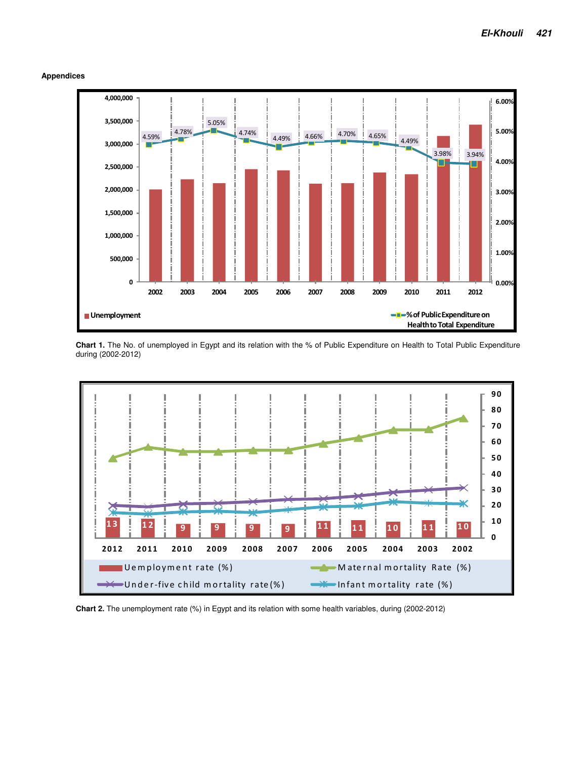**Appendices**

4,000,000
3,500,000
3,000,000
2,500,000
2,000,000
1,500,000
1,000,000
500,000
0

6.00%
5.00%
4.00%
3.00%
2.00%
1.00%
0.00%

4.59%
4.78%
5.05%
4.74%
4.49%
4.66%
4.70%
4.65%
4.49%
3.98%
3.94%

2002 2003 2004 2005 2006 2007 2008 2009 2010 2011 2012

Unemployment

% of Public Expenditure on Health to Total Expenditure

**Chart 1.** The No. of unemployed in Egypt and its relation with the % of Public Expenditure on Health to Total Public Expenditure during (2002-2012)

90
80
70
60
50
40
30
20
10
0

13 12 9 9 9 9 11 11 10 11 10

2012 2011 2010 2009 2008 2007 2006 2005 2004 2003 2002

Uemployment rate (%)

Maternal mortality Rate (%)

Under-five child mortality rate(%)

Infant mortality rate (%)

**Chart 2.** The unemployment rate (%) in Egypt and its relation with some health variables, during (2002-2012)